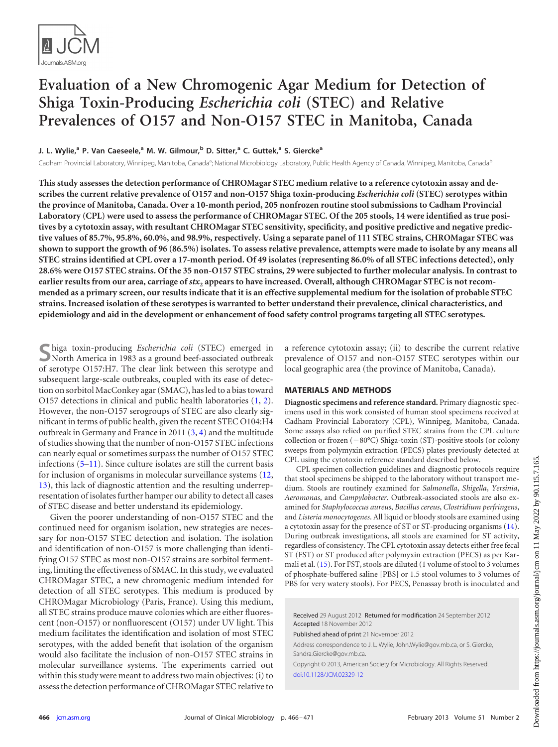# Evaluation of a New Chromogenic Agar Medium for Detection of Shiga Toxin-Producing *Escherichia coli* (STEC) and Relative Prevalences of O157 and Non-O157 STEC in Manitoba, Canada

**J. L. Wylie,[a] P. Van Caeseele,[a] M. W. Gilmour,[b] D. Sitter,[a] C. Guttek,[a] S. Giercke[a]**

Cadham Provincial Laboratory, Winnipeg, Manitoba, Canada[a]; National Microbiology Laboratory, Public Health Agency of Canada, Winnipeg, Manitoba, Canada[b]

**This study assesses the detection performance of CHROMagar STEC medium relative to a reference cytotoxin assay and describes the current relative prevalence of O157 and non-O157 Shiga toxin-producing *Escherichia coli* (STEC) serotypes within the province of Manitoba, Canada. Over a 10-month period, 205 nonfrozen routine stool submissions to Cadham Provincial Laboratory (CPL) were used to assess the performance of CHROMagar STEC. Of the 205 stools, 14 were identified as true positives by a cytotoxin assay, with resultant CHROMagar STEC sensitivity, specificity, and positive predictive and negative predictive values of 85.7%, 95.8%, 60.0%, and 98.9%, respectively. Using a separate panel of 111 STEC strains, CHROMagar STEC was shown to support the growth of 96 (86.5%) isolates. To assess relative prevalence, attempts were made to isolate by any means all STEC strains identified at CPL over a 17-month period. Of 49 isolates (representing 86.0% of all STEC infections detected), only 28.6% were O157 STEC strains. Of the 35 non-O157 STEC strains, 29 were subjected to further molecular analysis. In contrast to earlier results from our area, carriage of *stx*$_2$ appears to have increased. Overall, although CHROMagar STEC is not recommended as a primary screen, our results indicate that it is an effective supplemental medium for the isolation of probable STEC strains. Increased isolation of these serotypes is warranted to better understand their prevalence, clinical characteristics, and epidemiology and aid in the development or enhancement of food safety control programs targeting all STEC serotypes.**

Shiga toxin-producing *Escherichia coli* (STEC) emerged in North America in 1983 as a ground beef-associated outbreak of serotype O157:H7. The clear link between this serotype and subsequent large-scale outbreaks, coupled with its ease of detection on sorbitol MacConkey agar (SMAC), has led to a bias toward O157 detections in clinical and public health laboratories (1, 2). However, the non-O157 serogroups of STEC are also clearly significant in terms of public health, given the recent STEC O104:H4 outbreak in Germany and France in 2011 (3, 4) and the multitude of studies showing that the number of non-O157 STEC infections can nearly equal or sometimes surpass the number of O157 STEC infections (5–11). Since culture isolates are still the current basis for inclusion of organisms in molecular surveillance systems (12, 13), this lack of diagnostic attention and the resulting underrepresentation of isolates further hamper our ability to detect all cases of STEC disease and better understand its epidemiology.

Given the poorer understanding of non-O157 STEC and the continued need for organism isolation, new strategies are necessary for non-O157 STEC detection and isolation. The isolation and identification of non-O157 is more challenging than identifying O157 STEC as most non-O157 strains are sorbitol fermenting, limiting the effectiveness of SMAC. In this study, we evaluated CHROMagar STEC, a new chromogenic medium intended for detection of all STEC serotypes. This medium is produced by CHROMagar Microbiology (Paris, France). Using this medium, all STEC strains produce mauve colonies which are either fluorescent (non-O157) or nonfluorescent (O157) under UV light. This medium facilitates the identification and isolation of most STEC serotypes, with the added benefit that isolation of the organism would also facilitate the inclusion of non-O157 STEC strains in molecular surveillance systems. The experiments carried out within this study were meant to address two main objectives: (i) to assess the detection performance of CHROMagar STEC relative to a reference cytotoxin assay; (ii) to describe the current relative prevalence of O157 and non-O157 STEC serotypes within our local geographic area (the province of Manitoba, Canada).

## MATERIALS AND METHODS

**Diagnostic specimens and reference standard.** Primary diagnostic specimens used in this work consisted of human stool specimens received at Cadham Provincial Laboratory (CPL), Winnipeg, Manitoba, Canada. Some assays also relied on purified STEC strains from the CPL culture collection or frozen (−80°C) Shiga-toxin (ST)-positive stools (or colony sweeps from polymyxin extraction (PECS) plates previously detected at CPL using the cytotoxin reference standard described below.

CPL specimen collection guidelines and diagnostic protocols require that stool specimens be shipped to the laboratory without transport medium. Stools are routinely examined for *Salmonella*, *Shigella*, *Yersinia*, *Aeromonas*, and *Campylobacter*. Outbreak-associated stools are also examined for *Staphylococcus aureus*, *Bacillus cereus*, *Clostridium perfringens*, and *Listeria monocytogenes*. All liquid or bloody stools are examined using a cytotoxin assay for the presence of ST or ST-producing organisms (14). During outbreak investigations, all stools are examined for ST activity, regardless of consistency. The CPL cytotoxin assay detects either free fecal ST (FST) or ST produced after polymyxin extraction (PECS) as per Karmali et al. (15). For FST, stools are diluted (1 volume of stool to 3 volumes of phosphate-buffered saline [PBS] or 1.5 stool volumes to 3 volumes of PBS for very watery stools). For PECS, Penassay broth is inoculated and

Received 29 August 2012 Returned for modification 24 September 2012 Accepted 18 November 2012

Published ahead of print 21 November 2012

Address correspondence to J. L. Wylie, John.Wylie@gov.mb.ca, or S. Giercke, Sandra.Giercke@gov.mb.ca.

Copyright © 2013, American Society for Microbiology. All Rights Reserved.

doi:10.1128/JCM.02329-12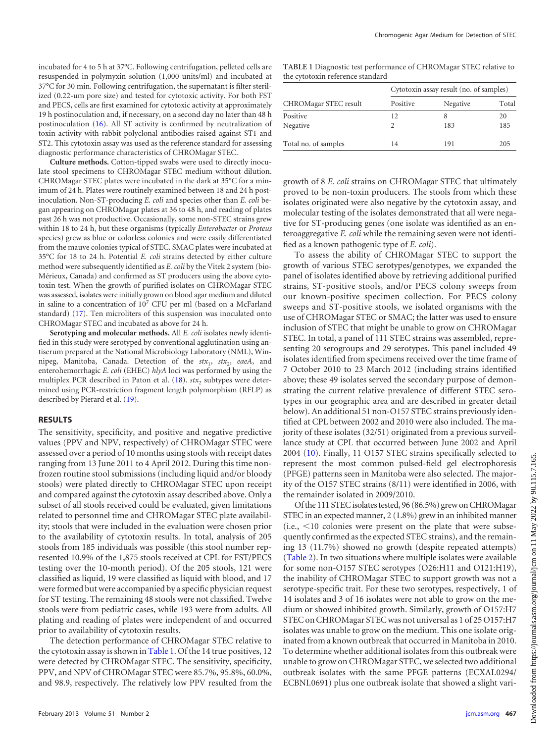incubated for 4 to 5 h at 37°C. Following centrifugation, pelleted cells are resuspended in polymyxin solution (1,000 units/ml) and incubated at 37°C for 30 min. Following centrifugation, the supernatant is filter sterilized (0.22-um pore size) and tested for cytotoxic activity. For both FST and PECS, cells are first examined for cytotoxic activity at approximately 19 h postinoculation and, if necessary, on a second day no later than 48 h postinoculation (16). All ST activity is confirmed by neutralization of toxin activity with rabbit polyclonal antibodies raised against ST1 and ST2. This cytotoxin assay was used as the reference standard for assessing diagnostic performance characteristics of CHROMagar STEC.

**Culture methods.** Cotton-tipped swabs were used to directly inoculate stool specimens to CHROMagar STEC medium without dilution. CHROMagar STEC plates were incubated in the dark at 35°C for a minimum of 24 h. Plates were routinely examined between 18 and 24 h postinoculation. Non-ST-producing *E. coli* and species other than *E. coli* began appearing on CHROMagar plates at 36 to 48 h, and reading of plates past 26 h was not productive. Occasionally, some non-STEC strains grew within 18 to 24 h, but these organisms (typically *Enterobacter* or *Proteus* species) grew as blue or colorless colonies and were easily differentiated from the mauve colonies typical of STEC. SMAC plates were incubated at 35°C for 18 to 24 h. Potential *E. coli* strains detected by either culture method were subsequently identified as *E. coli* by the Vitek 2 system (bio-Mérieux, Canada) and confirmed as ST producers using the above cytotoxin test. When the growth of purified isolates on CHROMagar STEC was assessed, isolates were initially grown on blood agar medium and diluted in saline to a concentration of $10^7$ CFU per ml (based on a McFarland standard) (17). Ten microliters of this suspension was inoculated onto CHROMagar STEC and incubated as above for 24 h.

**Serotyping and molecular methods.** All *E. coli* isolates newly identified in this study were serotyped by conventional agglutination using antiserum prepared at the National Microbiology Laboratory (NML), Winnipeg, Manitoba, Canada. Detection of the $stx_1$, $stx_2$, *eaeA*, and enterohemorrhagic *E. coli* (EHEC) *hlyA* loci was performed by using the multiplex PCR described in Paton et al. (18). $stx_2$ subtypes were determined using PCR-restriction fragment length polymorphism (RFLP) as described by Pierard et al. (19).

## RESULTS

The sensitivity, specificity, and positive and negative predictive values (PPV and NPV, respectively) of CHROMagar STEC were assessed over a period of 10 months using stools with receipt dates ranging from 13 June 2011 to 4 April 2012. During this time nonfrozen routine stool submissions (including liquid and/or bloody stools) were plated directly to CHROMagar STEC upon receipt and compared against the cytotoxin assay described above. Only a subset of all stools received could be evaluated, given limitations related to personnel time and CHROMagar STEC plate availability; stools that were included in the evaluation were chosen prior to the availability of cytotoxin results. In total, analysis of 205 stools from 185 individuals was possible (this stool number represented 10.9% of the 1,875 stools received at CPL for FST/PECS testing over the 10-month period). Of the 205 stools, 121 were classified as liquid, 19 were classified as liquid with blood, and 17 were formed but were accompanied by a specific physician request for ST testing. The remaining 48 stools were not classified. Twelve stools were from pediatric cases, while 193 were from adults. All plating and reading of plates were independent of and occurred prior to availability of cytotoxin results.

The detection performance of CHROMagar STEC relative to the cytotoxin assay is shown in Table 1. Of the 14 true positives, 12 were detected by CHROMagar STEC. The sensitivity, specificity, PPV, and NPV of CHROMagar STEC were 85.7%, 95.8%, 60.0%, and 98.9, respectively. The relatively low PPV resulted from the growth of 8 *E. coli* strains on CHROMagar STEC that ultimately proved to be non-toxin producers. The stools from which these isolates originated were also negative by the cytotoxin assay, and molecular testing of the isolates demonstrated that all were negative for ST-producing genes (one isolate was identified as an enteroaggregative *E. coli* while the remaining seven were not identified as a known pathogenic type of *E. coli*).

**TABLE 1** Diagnostic test performance of CHROMagar STEC relative to the cytotoxin reference standard

| CHROMagar STEC result | Cytotoxin assay result (no. of samples) | | |
|---|---|---|---|
| | Positive | Negative | Total |
| Positive | 12 | 8 | 20 |
| Negative | 2 | 183 | 185 |
| Total no. of samples | 14 | 191 | 205 |

To assess the ability of CHROMagar STEC to support the growth of various STEC serotypes/genotypes, we expanded the panel of isolates identified above by retrieving additional purified strains, ST-positive stools, and/or PECS colony sweeps from our known-positive specimen collection. For PECS colony sweeps and ST-positive stools, we isolated organisms with the use of CHROMagar STEC or SMAC; the latter was used to ensure inclusion of STEC that might be unable to grow on CHROMagar STEC. In total, a panel of 111 STEC strains was assembled, representing 20 serogroups and 29 serotypes. This panel included 49 isolates identified from specimens received over the time frame of 7 October 2010 to 23 March 2012 (including strains identified above; these 49 isolates served the secondary purpose of demonstrating the current relative prevalence of different STEC serotypes in our geographic area and are described in greater detail below). An additional 51 non-O157 STEC strains previously identified at CPL between 2002 and 2010 were also included. The majority of these isolates (32/51) originated from a previous surveillance study at CPL that occurred between June 2002 and April 2004 (10). Finally, 11 O157 STEC strains specifically selected to represent the most common pulsed-field gel electrophoresis (PFGE) patterns seen in Manitoba were also selected. The majority of the O157 STEC strains (8/11) were identified in 2006, with the remainder isolated in 2009/2010.

Of the 111 STEC isolates tested, 96 (86.5%) grew on CHROMagar STEC in an expected manner, 2 (1.8%) grew in an inhibited manner (i.e., <10 colonies were present on the plate that were subsequently confirmed as the expected STEC strains), and the remaining 13 (11.7%) showed no growth (despite repeated attempts) (Table 2). In two situations where multiple isolates were available for some non-O157 STEC serotypes (O26:H11 and O121:H19), the inability of CHROMagar STEC to support growth was not a serotype-specific trait. For these two serotypes, respectively, 1 of 14 isolates and 3 of 16 isolates were not able to grow on the medium or showed inhibited growth. Similarly, growth of O157:H7 STEC on CHROMagar STEC was not universal as 1 of 25 O157:H7 isolates was unable to grow on the medium. This one isolate originated from a known outbreak that occurred in Manitoba in 2010. To determine whether additional isolates from this outbreak were unable to grow on CHROMagar STEC, we selected two additional outbreak isolates with the same PFGE patterns (ECXAI.0294/ECBNI.0691) plus one outbreak isolate that showed a slight vari-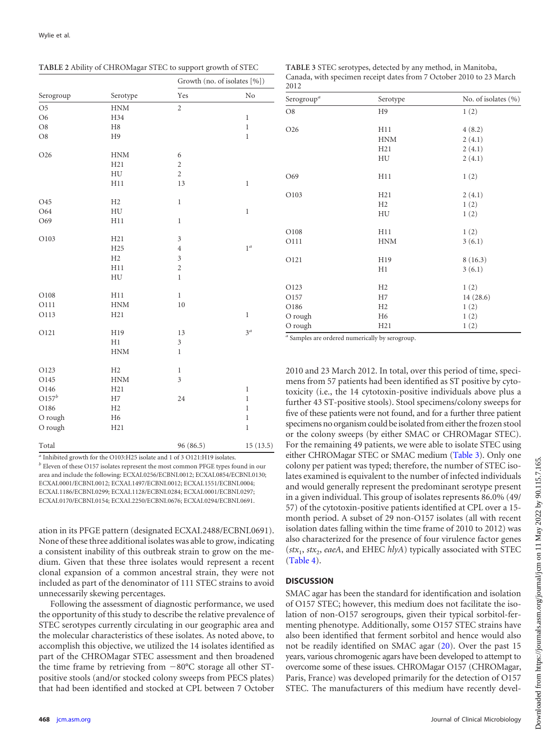**TABLE 2** Ability of CHROMagar STEC to support growth of STEC

| Serogroup | Serotype | Growth (no. of isolates [%]) | |
|---|---|---|---|
| | | Yes | No |
| O5 | HNM | 2 | |
| O6 | H34 | | 1 |
| O8 | H8 | | 1 |
| O8 | H9 | | 1 |
| O26 | HNM | 6 | |
| | H21 | 2 | |
| | HU | 2 | |
| | H11 | 13 | 1 |
| O45 | H2 | 1 | |
| O64 | HU | | 1 |
| O69 | H11 | 1 | |
| O103 | H21 | 3 | |
| | H25 | 4 | 1[a] |
| | H2 | 3 | |
| | H11 | 2 | |
| | HU | 1 | |
| O108 | H11 | 1 | |
| O111 | HNM | 10 | |
| O113 | H21 | | 1 |
| O121 | H19 | 13 | 3[a] |
| | H1 | 3 | |
| | HNM | 1 | |
| O123 | H2 | 1 | |
| O145 | HNM | 3 | |
| O146 | H21 | | 1 |
| O157[b] | H7 | 24 | 1 |
| O186 | H2 | | 1 |
| O rough | H6 | | 1 |
| O rough | H21 | | 1 |
| Total | | 96 (86.5) | 15 (13.5) |

[a] Inhibited growth for the O103:H25 isolate and 1 of 3 O121:H19 isolates.
[b] Eleven of these O157 isolates represent the most common PFGE types found in our area and include the following: ECXAI.0256/ECBNI.0012; ECXAI.0854/ECBNI.0130; ECXAI.0001/ECBNI.0012; ECXAI.1497/ECBNI.0012; ECXAI.1551/ECBNI.0004; ECXAI.1186/ECBNI.0299; ECXAI.1128/ECBNI.0284; ECXAI.0001/ECBNI.0297; ECXAI.0170/ECBNI.0154; ECXAI.2250/ECBNI.0676; ECXAI.0294/ECBNI.0691.

ation in its PFGE pattern (designated ECXAI.2488/ECBNI.0691). None of these three additional isolates was able to grow, indicating a consistent inability of this outbreak strain to grow on the medium. Given that these three isolates would represent a recent clonal expansion of a common ancestral strain, they were not included as part of the denominator of 111 STEC strains to avoid unnecessarily skewing percentages.

Following the assessment of diagnostic performance, we used the opportunity of this study to describe the relative prevalence of STEC serotypes currently circulating in our geographic area and the molecular characteristics of these isolates. As noted above, to accomplish this objective, we utilized the 14 isolates identified as part of the CHROMagar STEC assessment and then broadened the time frame by retrieving from −80°C storage all other ST-positive stools (and/or stocked colony sweeps from PECS plates) that had been identified and stocked at CPL between 7 October 2010 and 23 March 2012. In total, over this period of time, specimens from 57 patients had been identified as ST positive by cytotoxicity (i.e., the 14 cytotoxin-positive individuals above plus a further 43 ST-positive stools). Stool specimens/colony sweeps for five of these patients were not found, and for a further three patient specimens no organism could be isolated from either the frozen stool or the colony sweeps (by either SMAC or CHROMagar STEC). For the remaining 49 patients, we were able to isolate STEC using either CHROMagar STEC or SMAC medium (Table 3). Only one colony per patient was typed; therefore, the number of STEC isolates examined is equivalent to the number of infected individuals and would generally represent the predominant serotype present in a given individual. This group of isolates represents 86.0% (49/57) of the cytotoxin-positive patients identified at CPL over a 15-month period. A subset of 29 non-O157 isolates (all with recent isolation dates falling within the time frame of 2010 to 2012) was also characterized for the presence of four virulence factor genes ($stx_1$, $stx_2$, *eaeA*, and EHEC *hlyA*) typically associated with STEC (Table 4).

**TABLE 3** STEC serotypes, detected by any method, in Manitoba, Canada, with specimen receipt dates from 7 October 2010 to 23 March 2012

| Serogroup[a] | Serotype | No. of isolates (%) |
|---|---|---|
| O8 | H9 | 1 (2) |
| O26 | H11 | 4 (8.2) |
| | HNM | 2 (4.1) |
| | H21 | 2 (4.1) |
| | HU | 2 (4.1) |
| O69 | H11 | 1 (2) |
| O103 | H21 | 2 (4.1) |
| | H2 | 1 (2) |
| | HU | 1 (2) |
| O108 | H11 | 1 (2) |
| O111 | HNM | 3 (6.1) |
| O121 | H19 | 8 (16.3) |
| | H1 | 3 (6.1) |
| O123 | H2 | 1 (2) |
| O157 | H7 | 14 (28.6) |
| O186 | H2 | 1 (2) |
| O rough | H6 | 1 (2) |
| O rough | H21 | 1 (2) |

[a] Samples are ordered numerically by serogroup.

## DISCUSSION

SMAC agar has been the standard for identification and isolation of O157 STEC; however, this medium does not facilitate the isolation of non-O157 serogroups, given their typical sorbitol-fermenting phenotype. Additionally, some O157 STEC strains have also been identified that ferment sorbitol and hence would also not be readily identified on SMAC agar (20). Over the past 15 years, various chromogenic agars have been developed to attempt to overcome some of these issues. CHROMagar O157 (CHROMagar, Paris, France) was developed primarily for the detection of O157 STEC. The manufacturers of this medium have recently devel-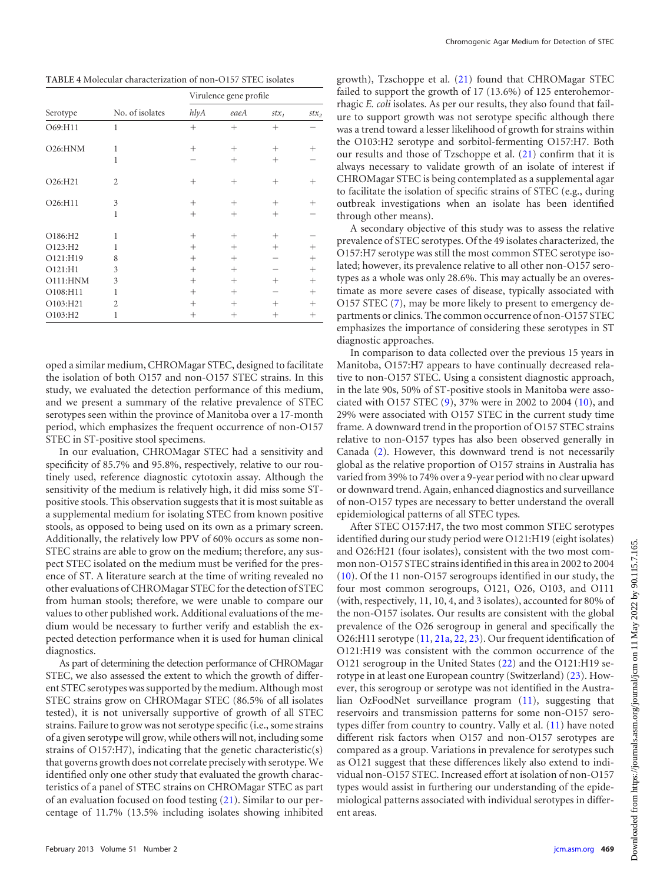**TABLE 4** Molecular characterization of non-O157 STEC isolates

| Serotype | No. of isolates | Virulence gene profile | | | |
|---|---|---|---|---|---|
| | | *hlyA* | *eaeA* | $stx_1$ | $stx_2$ |
| O69:H11 | 1 | + | + | + | − |
| O26:HNM | 1 | + | + | + | + |
| | 1 | − | + | + | − |
| O26:H21 | 2 | + | + | + | + |
| O26:H11 | 3 | + | + | + | + |
| | 1 | + | + | + | − |
| O186:H2 | 1 | + | + | + | − |
| O123:H2 | 1 | + | + | + | + |
| O121:H19 | 8 | + | + | − | + |
| O121:H1 | 3 | + | + | − | + |
| O111:HNM | 3 | + | + | + | + |
| O108:H11 | 1 | + | + | − | + |
| O103:H21 | 2 | + | + | + | + |
| O103:H2 | 1 | + | + | + | + |

oped a similar medium, CHROMagar STEC, designed to facilitate the isolation of both O157 and non-O157 STEC strains. In this study, we evaluated the detection performance of this medium, and we present a summary of the relative prevalence of STEC serotypes seen within the province of Manitoba over a 17-month period, which emphasizes the frequent occurrence of non-O157 STEC in ST-positive stool specimens.

In our evaluation, CHROMagar STEC had a sensitivity and specificity of 85.7% and 95.8%, respectively, relative to our routinely used, reference diagnostic cytotoxin assay. Although the sensitivity of the medium is relatively high, it did miss some ST-positive stools. This observation suggests that it is most suitable as a supplemental medium for isolating STEC from known positive stools, as opposed to being used on its own as a primary screen. Additionally, the relatively low PPV of 60% occurs as some non-STEC strains are able to grow on the medium; therefore, any suspect STEC isolated on the medium must be verified for the presence of ST. A literature search at the time of writing revealed no other evaluations of CHROMagar STEC for the detection of STEC from human stools; therefore, we were unable to compare our values to other published work. Additional evaluations of the medium would be necessary to further verify and establish the expected detection performance when it is used for human clinical diagnostics.

As part of determining the detection performance of CHROMagar STEC, we also assessed the extent to which the growth of different STEC serotypes was supported by the medium. Although most STEC strains grow on CHROMagar STEC (86.5% of all isolates tested), it is not universally supportive of growth of all STEC strains. Failure to grow was not serotype specific (i.e., some strains of a given serotype will grow, while others will not, including some strains of O157:H7), indicating that the genetic characteristic(s) that governs growth does not correlate precisely with serotype. We identified only one other study that evaluated the growth characteristics of a panel of STEC strains on CHROMagar STEC as part of an evaluation focused on food testing (21). Similar to our percentage of 11.7% (13.5% including isolates showing inhibited growth), Tzschoppe et al. (21) found that CHROMagar STEC failed to support the growth of 17 (13.6%) of 125 enterohemorrhagic *E. coli* isolates. As per our results, they also found that failure to support growth was not serotype specific although there was a trend toward a lesser likelihood of growth for strains within the O103:H2 serotype and sorbitol-fermenting O157:H7. Both our results and those of Tzschoppe et al. (21) confirm that it is always necessary to validate growth of an isolate of interest if CHROMagar STEC is being contemplated as a supplemental agar to facilitate the isolation of specific strains of STEC (e.g., during outbreak investigations when an isolate has been identified through other means).

A secondary objective of this study was to assess the relative prevalence of STEC serotypes. Of the 49 isolates characterized, the O157:H7 serotype was still the most common STEC serotype isolated; however, its prevalence relative to all other non-O157 serotypes as a whole was only 28.6%. This may actually be an overestimate as more severe cases of disease, typically associated with O157 STEC (7), may be more likely to present to emergency departments or clinics. The common occurrence of non-O157 STEC emphasizes the importance of considering these serotypes in ST diagnostic approaches.

In comparison to data collected over the previous 15 years in Manitoba, O157:H7 appears to have continually decreased relative to non-O157 STEC. Using a consistent diagnostic approach, in the late 90s, 50% of ST-positive stools in Manitoba were associated with O157 STEC (9), 37% were in 2002 to 2004 (10), and 29% were associated with O157 STEC in the current study time frame. A downward trend in the proportion of O157 STEC strains relative to non-O157 types has also been observed generally in Canada (2). However, this downward trend is not necessarily global as the relative proportion of O157 strains in Australia has varied from 39% to 74% over a 9-year period with no clear upward or downward trend. Again, enhanced diagnostics and surveillance of non-O157 types are necessary to better understand the overall epidemiological patterns of all STEC types.

After STEC O157:H7, the two most common STEC serotypes identified during our study period were O121:H19 (eight isolates) and O26:H21 (four isolates), consistent with the two most common non-O157 STEC strains identified in this area in 2002 to 2004 (10). Of the 11 non-O157 serogroups identified in our study, the four most common serogroups, O121, O26, O103, and O111 (with, respectively, 11, 10, 4, and 3 isolates), accounted for 80% of the non-O157 isolates. Our results are consistent with the global prevalence of the O26 serogroup in general and specifically the O26:H11 serotype (11, 21a, 22, 23). Our frequent identification of O121:H19 was consistent with the common occurrence of the O121 serogroup in the United States (22) and the O121:H19 serotype in at least one European country (Switzerland) (23). However, this serogroup or serotype was not identified in the Australian OzFoodNet surveillance program (11), suggesting that reservoirs and transmission patterns for some non-O157 serotypes differ from country to country. Vally et al. (11) have noted different risk factors when O157 and non-O157 serotypes are compared as a group. Variations in prevalence for serotypes such as O121 suggest that these differences likely also extend to individual non-O157 STEC. Increased effort at isolation of non-O157 types would assist in furthering our understanding of the epidemiological patterns associated with individual serotypes in different areas.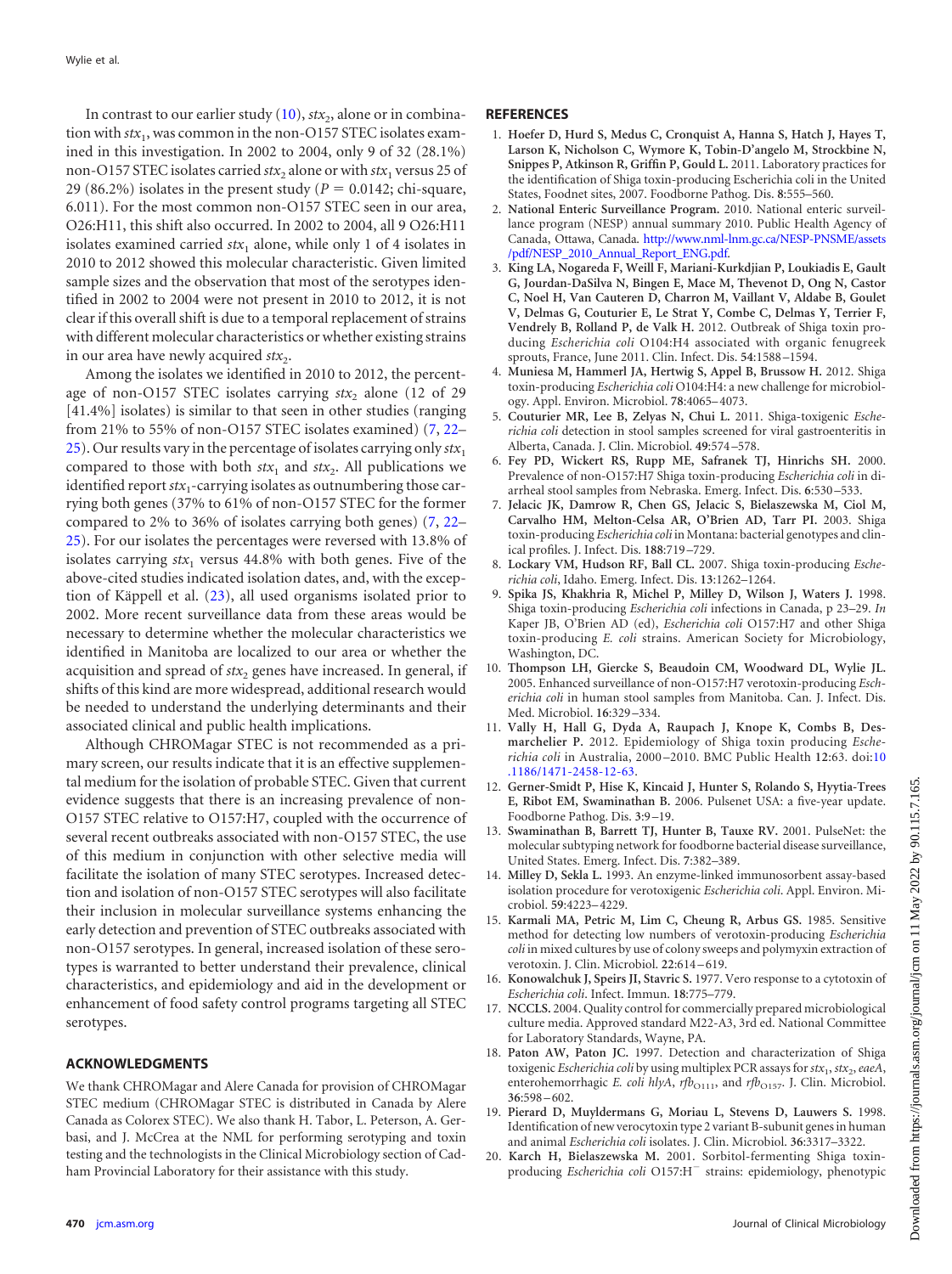In contrast to our earlier study (10), $stx_2$, alone or in combination with $stx_1$, was common in the non-O157 STEC isolates examined in this investigation. In 2002 to 2004, only 9 of 32 (28.1%) non-O157 STEC isolates carried $stx_2$ alone or with $stx_1$ versus 25 of 29 (86.2%) isolates in the present study ($P = 0.0142$; chi-square, 6.011). For the most common non-O157 STEC seen in our area, O26:H11, this shift also occurred. In 2002 to 2004, all 9 O26:H11 isolates examined carried $stx_1$ alone, while only 1 of 4 isolates in 2010 to 2012 showed this molecular characteristic. Given limited sample sizes and the observation that most of the serotypes identified in 2002 to 2004 were not present in 2010 to 2012, it is not clear if this overall shift is due to a temporal replacement of strains with different molecular characteristics or whether existing strains in our area have newly acquired $stx_2$.

Among the isolates we identified in 2010 to 2012, the percentage of non-O157 STEC isolates carrying $stx_2$ alone (12 of 29 [41.4%] isolates) is similar to that seen in other studies (ranging from 21% to 55% of non-O157 STEC isolates examined) (7, 22–25). Our results vary in the percentage of isolates carrying only $stx_1$ compared to those with both $stx_1$ and $stx_2$. All publications we identified report $stx_1$-carrying isolates as outnumbering those carrying both genes (37% to 61% of non-O157 STEC for the former compared to 2% to 36% of isolates carrying both genes) (7, 22–25). For our isolates the percentages were reversed with 13.8% of isolates carrying $stx_1$ versus 44.8% with both genes. Five of the above-cited studies indicated isolation dates, and, with the exception of Käppell et al. (23), all used organisms isolated prior to 2002. More recent surveillance data from these areas would be necessary to determine whether the molecular characteristics we identified in Manitoba are localized to our area or whether the acquisition and spread of $stx_2$ genes have increased. In general, if shifts of this kind are more widespread, additional research would be needed to understand the underlying determinants and their associated clinical and public health implications.

Although CHROMagar STEC is not recommended as a primary screen, our results indicate that it is an effective supplemental medium for the isolation of probable STEC. Given that current evidence suggests that there is an increasing prevalence of non-O157 STEC relative to O157:H7, coupled with the occurrence of several recent outbreaks associated with non-O157 STEC, the use of this medium in conjunction with other selective media will facilitate the isolation of many STEC serotypes. Increased detection and isolation of non-O157 STEC serotypes will also facilitate their inclusion in molecular surveillance systems enhancing the early detection and prevention of STEC outbreaks associated with non-O157 serotypes. In general, increased isolation of these serotypes is warranted to better understand their prevalence, clinical characteristics, and epidemiology and aid in the development or enhancement of food safety control programs targeting all STEC serotypes.

## ACKNOWLEDGMENTS

We thank CHROMagar and Alere Canada for provision of CHROMagar STEC medium (CHROMagar STEC is distributed in Canada by Alere Canada as Colorex STEC). We also thank H. Tabor, L. Peterson, A. Gerbasi, and J. McCrea at the NML for performing serotyping and toxin testing and the technologists in the Clinical Microbiology section of Cadham Provincial Laboratory for their assistance with this study.

## REFERENCES

1. **Hoefer D, Hurd S, Medus C, Cronquist A, Hanna S, Hatch J, Hayes T, Larson K, Nicholson C, Wymore K, Tobin-D'angelo M, Strockbine N, Snippes P, Atkinson R, Griffin P, Gould L.** 2011. Laboratory practices for the identification of Shiga toxin-producing Escherichia coli in the United States, Foodnet sites, 2007. Foodborne Pathog. Dis. **8**:555–560.
2. **National Enteric Surveillance Program.** 2010. National enteric surveillance program (NESP) annual summary 2010. Public Health Agency of Canada, Ottawa, Canada. http://www.nml-lnm.gc.ca/NESP-PNSME/assets/pdf/NESP_2010_Annual_Report_ENG.pdf.
3. **King LA, Nogareda F, Weill F, Mariani-Kurkdjian P, Loukiadis E, Gault G, Jourdan-DaSilva N, Bingen E, Mace M, Thevenot D, Ong N, Castor C, Noel H, Van Cauteren D, Charron M, Vaillant V, Aldabe B, Goulet V, Delmas G, Couturier E, Le Strat Y, Combe C, Delmas Y, Terrier F, Vendrely B, Rolland P, de Valk H.** 2012. Outbreak of Shiga toxin producing *Escherichia coli* O104:H4 associated with organic fenugreek sprouts, France, June 2011. Clin. Infect. Dis. **54**:1588–1594.
4. **Muniesa M, Hammerl JA, Hertwig S, Appel B, Brussow H.** 2012. Shiga toxin-producing *Escherichia coli* O104:H4: a new challenge for microbiology. Appl. Environ. Microbiol. **78**:4065–4073.
5. **Couturier MR, Lee B, Zelyas N, Chui L.** 2011. Shiga-toxigenic *Escherichia coli* detection in stool samples screened for viral gastroenteritis in Alberta, Canada. J. Clin. Microbiol. **49**:574–578.
6. **Fey PD, Wickert RS, Rupp ME, Safranek TJ, Hinrichs SH.** 2000. Prevalence of non-O157:H7 Shiga toxin-producing *Escherichia coli* in diarrheal stool samples from Nebraska. Emerg. Infect. Dis. **6**:530–533.
7. **Jelacic JK, Damrow R, Chen GS, Jelacic S, Bielaszewska M, Ciol M, Carvalho HM, Melton-Celsa AR, O'Brien AD, Tarr PI.** 2003. Shiga toxin-producing *Escherichia coli* in Montana: bacterial genotypes and clinical profiles. J. Infect. Dis. **188**:719–729.
8. **Lockary VM, Hudson RF, Ball CL.** 2007. Shiga toxin-producing *Escherichia coli*, Idaho. Emerg. Infect. Dis. **13**:1262–1264.
9. **Spika JS, Khakhria R, Michel P, Milley D, Wilson J, Waters J.** 1998. Shiga toxin-producing *Escherichia coli* infections in Canada, p 23–29. *In* Kaper JB, O'Brien AD (ed), *Escherichia coli* O157:H7 and other Shiga toxin-producing *E. coli* strains. American Society for Microbiology, Washington, DC.
10. **Thompson LH, Giercke S, Beaudoin CM, Woodward DL, Wylie JL.** 2005. Enhanced surveillance of non-O157:H7 verotoxin-producing *Escherichia coli* in human stool samples from Manitoba. Can. J. Infect. Dis. Med. Microbiol. **16**:329–334.
11. **Vally H, Hall G, Dyda A, Raupach J, Knope K, Combs B, Desmarchelier P.** 2012. Epidemiology of Shiga toxin producing *Escherichia coli* in Australia, 2000–2010. BMC Public Health **12**:63. doi:10.1186/1471-2458-12-63.
12. **Gerner-Smidt P, Hise K, Kincaid J, Hunter S, Rolando S, Hyytia-Trees E, Ribot EM, Swaminathan B.** 2006. Pulsenet USA: a five-year update. Foodborne Pathog. Dis. **3**:9–19.
13. **Swaminathan B, Barrett TJ, Hunter B, Tauxe RV.** 2001. PulseNet: the molecular subtyping network for foodborne bacterial disease surveillance, United States. Emerg. Infect. Dis. **7**:382–389.
14. **Milley D, Sekla L.** 1993. An enzyme-linked immunosorbent assay-based isolation procedure for verotoxigenic *Escherichia coli*. Appl. Environ. Microbiol. **59**:4223–4229.
15. **Karmali MA, Petric M, Lim C, Cheung R, Arbus GS.** 1985. Sensitive method for detecting low numbers of verotoxin-producing *Escherichia coli* in mixed cultures by use of colony sweeps and polymyxin extraction of verotoxin. J. Clin. Microbiol. **22**:614–619.
16. **Konowalchuk J, Speirs JI, Stavric S.** 1977. Vero response to a cytotoxin of *Escherichia coli*. Infect. Immun. **18**:775–779.
17. **NCCLS.** 2004. Quality control for commercially prepared microbiological culture media. Approved standard M22-A3, 3rd ed. National Committee for Laboratory Standards, Wayne, PA.
18. **Paton AW, Paton JC.** 1997. Detection and characterization of Shiga toxigenic *Escherichia coli* by using multiplex PCR assays for $stx_1$, $stx_2$, *eaeA*, enterohemorrhagic *E. coli hlyA*, $rfb_{O111}$, and $rfb_{O157}$. J. Clin. Microbiol. **36**:598–602.
19. **Pierard D, Muyldermans G, Moriau L, Stevens D, Lauwers S.** 1998. Identification of new verocytoxin type 2 variant B-subunit genes in human and animal *Escherichia coli* isolates. J. Clin. Microbiol. **36**:3317–3322.
20. **Karch H, Bielaszewska M.** 2001. Sorbitol-fermenting Shiga toxin-producing *Escherichia coli* O157:$H^-$ strains: epidemiology, phenotypic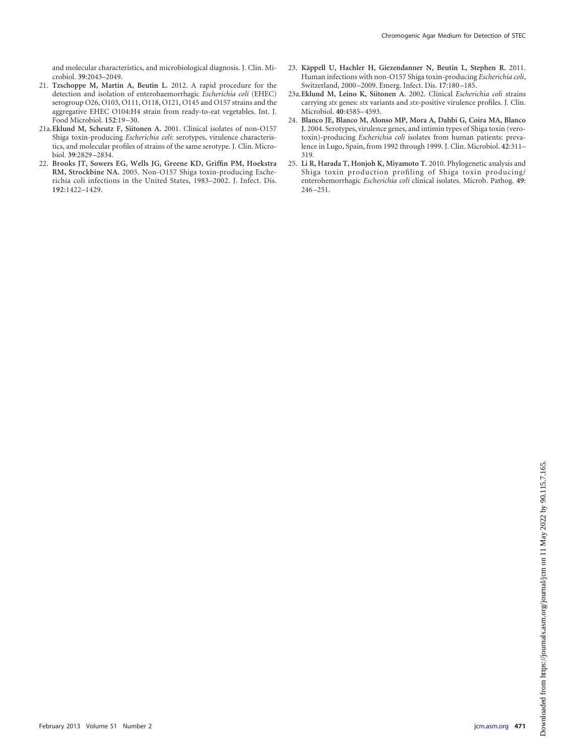and molecular characteristics, and microbiological diagnosis. J. Clin. Microbiol. **39**:2043–2049.

21. **Tzschoppe M, Martin A, Beutin L.** 2012. A rapid procedure for the detection and isolation of enterohaemorrhagic *Escherichia coli* (EHEC) serogroup O26, O103, O111, O118, O121, O145 and O157 strains and the aggregative EHEC O104:H4 strain from ready-to-eat vegetables. Int. J. Food Microbiol. **152**:19–30.

21a. **Eklund M, Scheutz F, Siitonen A.** 2001. Clinical isolates of non-O157 Shiga toxin-producing *Escherichia coli*: serotypes, virulence characteristics, and molecular profiles of strains of the same serotype. J. Clin. Microbiol. **39**:2829–2834.

22. **Brooks JT, Sowers EG, Wells JG, Greene KD, Griffin PM, Hoekstra RM, Strockbine NA.** 2005. Non-O157 Shiga toxin-producing Escherichia coli infections in the United States, 1983–2002. J. Infect. Dis. **192**:1422–1429.

23. **Käppell U, Hachler H, Giezendanner N, Beutin L, Stephen R.** 2011. Human infections with non-O157 Shiga toxin-producing *Escherichia coli*, Switzerland, 2000–2009. Emerg. Infect. Dis. **17**:180–185.

23a. **Eklund M, Leino K, Siitonen A.** 2002. Clinical *Escherichia coli* strains carrying *stx* genes: *stx* variants and *stx*-positive virulence profiles. J. Clin. Microbiol. **40**:4585–4593.

24. **Blanco JE, Blanco M, Alonso MP, Mora A, Dahbi G, Coira MA, Blanco J.** 2004. Serotypes, virulence genes, and intimin types of Shiga toxin (verotoxin)-producing *Escherichia coli* isolates from human patients: prevalence in Lugo, Spain, from 1992 through 1999. J. Clin. Microbiol. **42**:311–319.

25. **Li R, Harada T, Honjoh K, Miyamoto T.** 2010. Phylogenetic analysis and Shiga toxin production profiling of Shiga toxin producing/enterohemorrhagic *Escherichia coli* clinical isolates. Microb. Pathog. **49**:246–251.